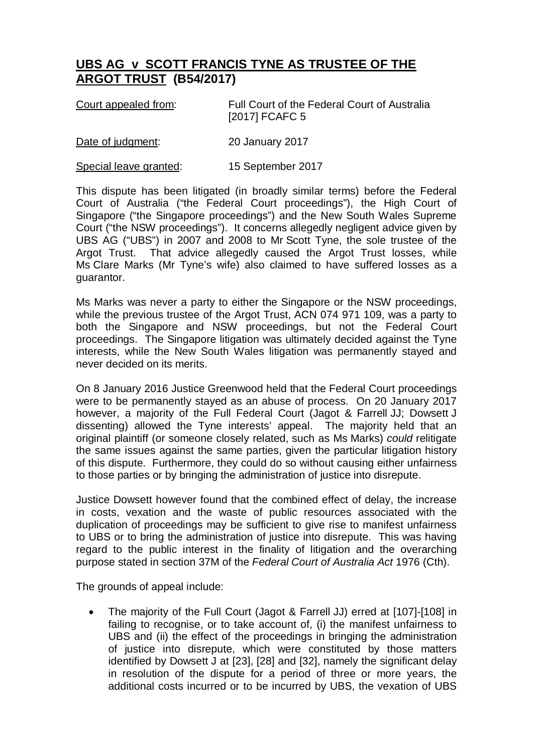# **UBS AG v SCOTT FRANCIS TYNE AS TRUSTEE OF THE ARGOT TRUST (B54/2017)**

| | |
|---|---|
| Court appealed from: | Full Court of the Federal Court of Australia [2017] FCAFC 5 |
| Date of judgment: | 20 January 2017 |
| Special leave granted: | 15 September 2017 |

This dispute has been litigated (in broadly similar terms) before the Federal Court of Australia ("the Federal Court proceedings"), the High Court of Singapore ("the Singapore proceedings") and the New South Wales Supreme Court ("the NSW proceedings"). It concerns allegedly negligent advice given by UBS AG ("UBS") in 2007 and 2008 to Mr Scott Tyne, the sole trustee of the Argot Trust. That advice allegedly caused the Argot Trust losses, while Ms Clare Marks (Mr Tyne's wife) also claimed to have suffered losses as a guarantor.

Ms Marks was never a party to either the Singapore or the NSW proceedings, while the previous trustee of the Argot Trust, ACN 074 971 109, was a party to both the Singapore and NSW proceedings, but not the Federal Court proceedings. The Singapore litigation was ultimately decided against the Tyne interests, while the New South Wales litigation was permanently stayed and never decided on its merits.

On 8 January 2016 Justice Greenwood held that the Federal Court proceedings were to be permanently stayed as an abuse of process. On 20 January 2017 however, a majority of the Full Federal Court (Jagot & Farrell JJ; Dowsett J dissenting) allowed the Tyne interests' appeal. The majority held that an original plaintiff (or someone closely related, such as Ms Marks) *could* relitigate the same issues against the same parties, given the particular litigation history of this dispute. Furthermore, they could do so without causing either unfairness to those parties or by bringing the administration of justice into disrepute.

Justice Dowsett however found that the combined effect of delay, the increase in costs, vexation and the waste of public resources associated with the duplication of proceedings may be sufficient to give rise to manifest unfairness to UBS or to bring the administration of justice into disrepute. This was having regard to the public interest in the finality of litigation and the overarching purpose stated in section 37M of the *Federal Court of Australia Act* 1976 (Cth).

The grounds of appeal include:

- The majority of the Full Court (Jagot & Farrell JJ) erred at [107]-[108] in failing to recognise, or to take account of, (i) the manifest unfairness to UBS and (ii) the effect of the proceedings in bringing the administration of justice into disrepute, which were constituted by those matters identified by Dowsett J at [23], [28] and [32], namely the significant delay in resolution of the dispute for a period of three or more years, the additional costs incurred or to be incurred by UBS, the vexation of UBS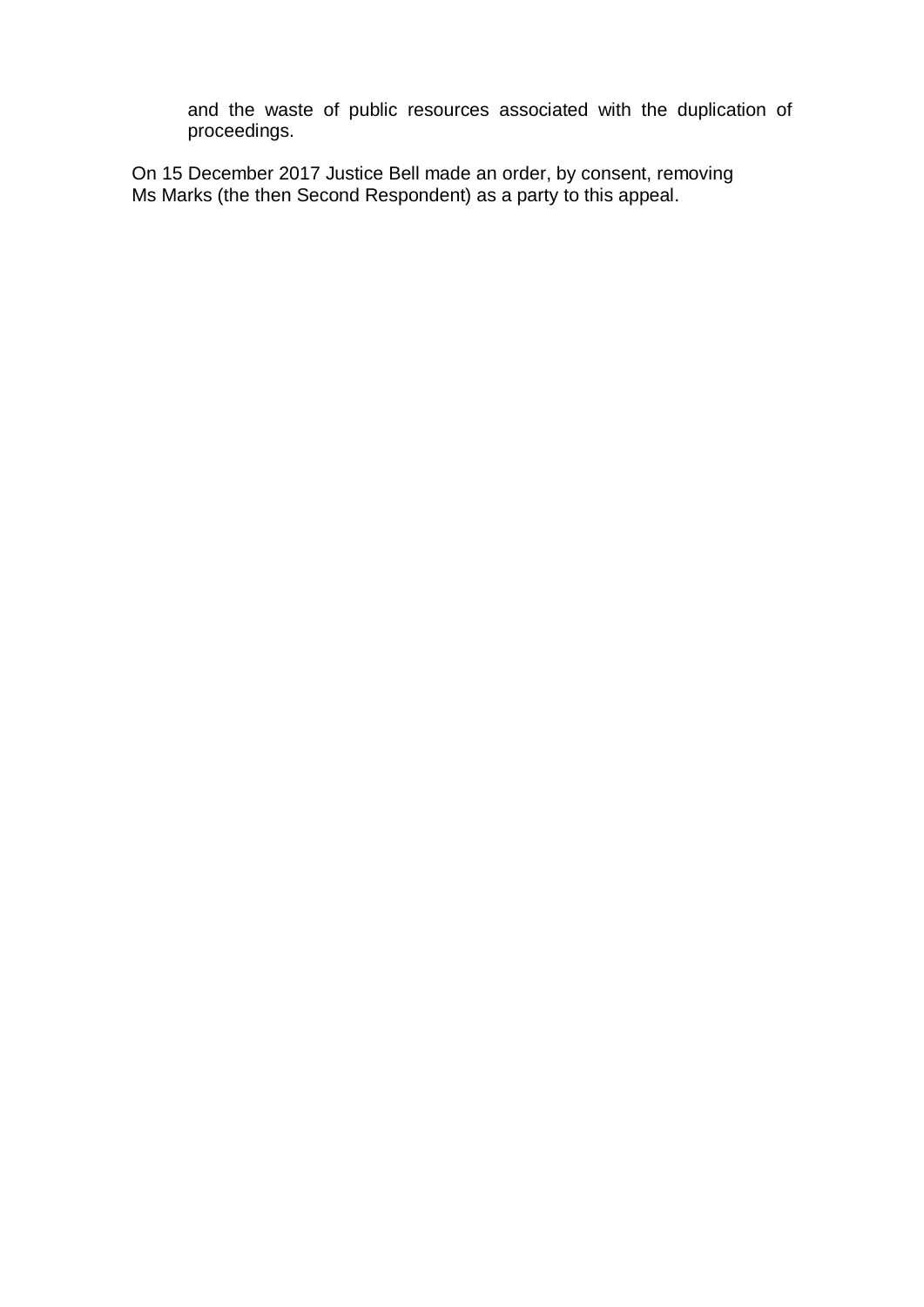and the waste of public resources associated with the duplication of proceedings.

On 15 December 2017 Justice Bell made an order, by consent, removing Ms Marks (the then Second Respondent) as a party to this appeal.